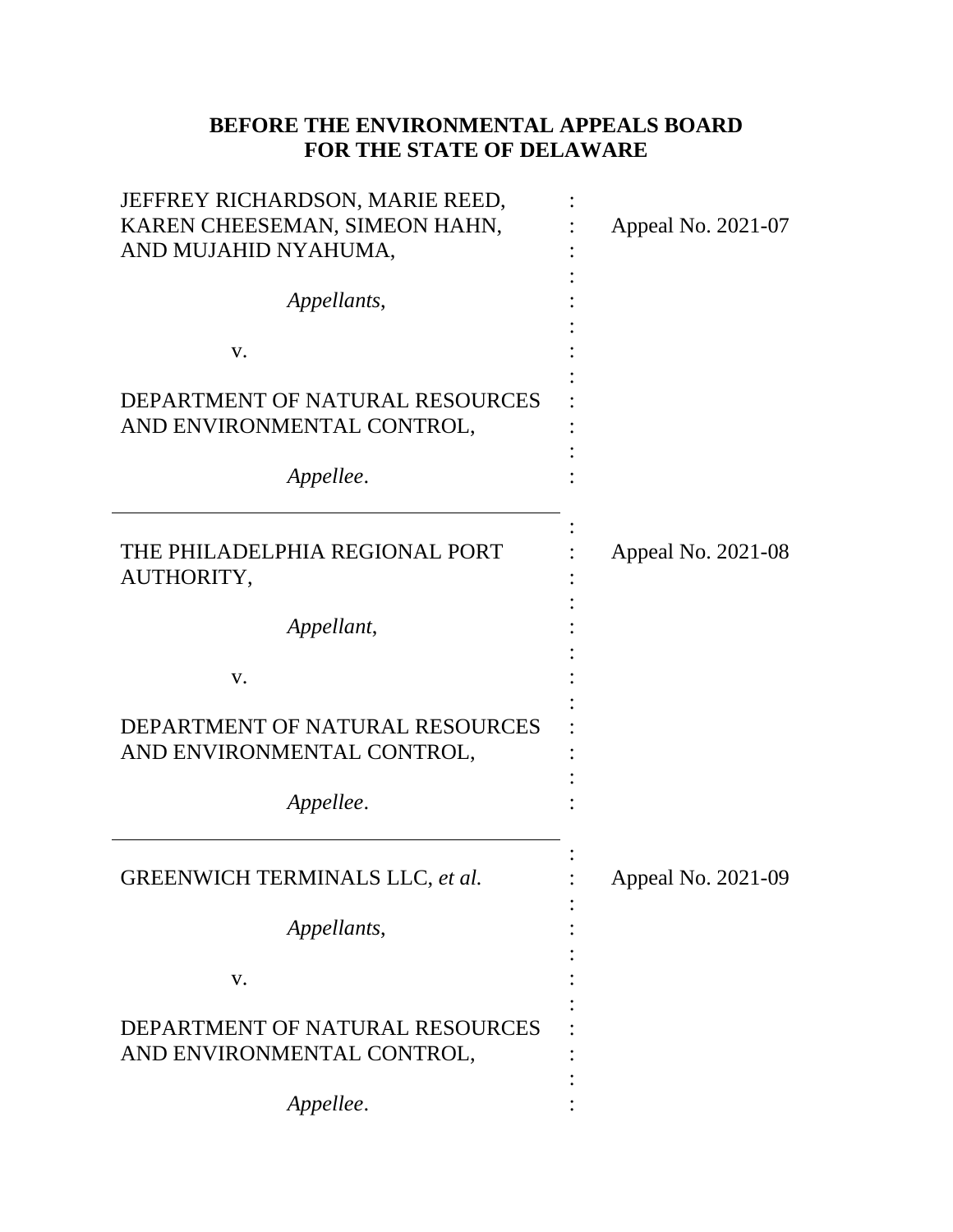**BEFORE THE ENVIRONMENTAL APPEALS BOARD**
**FOR THE STATE OF DELAWARE**

| | | |
|---|---|---|
| JEFFREY RICHARDSON, MARIE REED, KAREN CHEESEMAN, SIMEON HAHN, AND MUJAHID NYAHUMA, | : | Appeal No. 2021-07 |
| *Appellants*, | : | |
| v. | : | |
| DEPARTMENT OF NATURAL RESOURCES AND ENVIRONMENTAL CONTROL, | : | |
| *Appellee*. | : | |

| | | |
|---|---|---|
| THE PHILADELPHIA REGIONAL PORT AUTHORITY, | : | Appeal No. 2021-08 |
| *Appellant*, | : | |
| v. | : | |
| DEPARTMENT OF NATURAL RESOURCES AND ENVIRONMENTAL CONTROL, | : | |
| *Appellee*. | : | |

| | | |
|---|---|---|
| GREENWICH TERMINALS LLC, *et al.* | : | Appeal No. 2021-09 |
| *Appellants*, | : | |
| v. | : | |
| DEPARTMENT OF NATURAL RESOURCES AND ENVIRONMENTAL CONTROL, | : | |
| *Appellee*. | : | |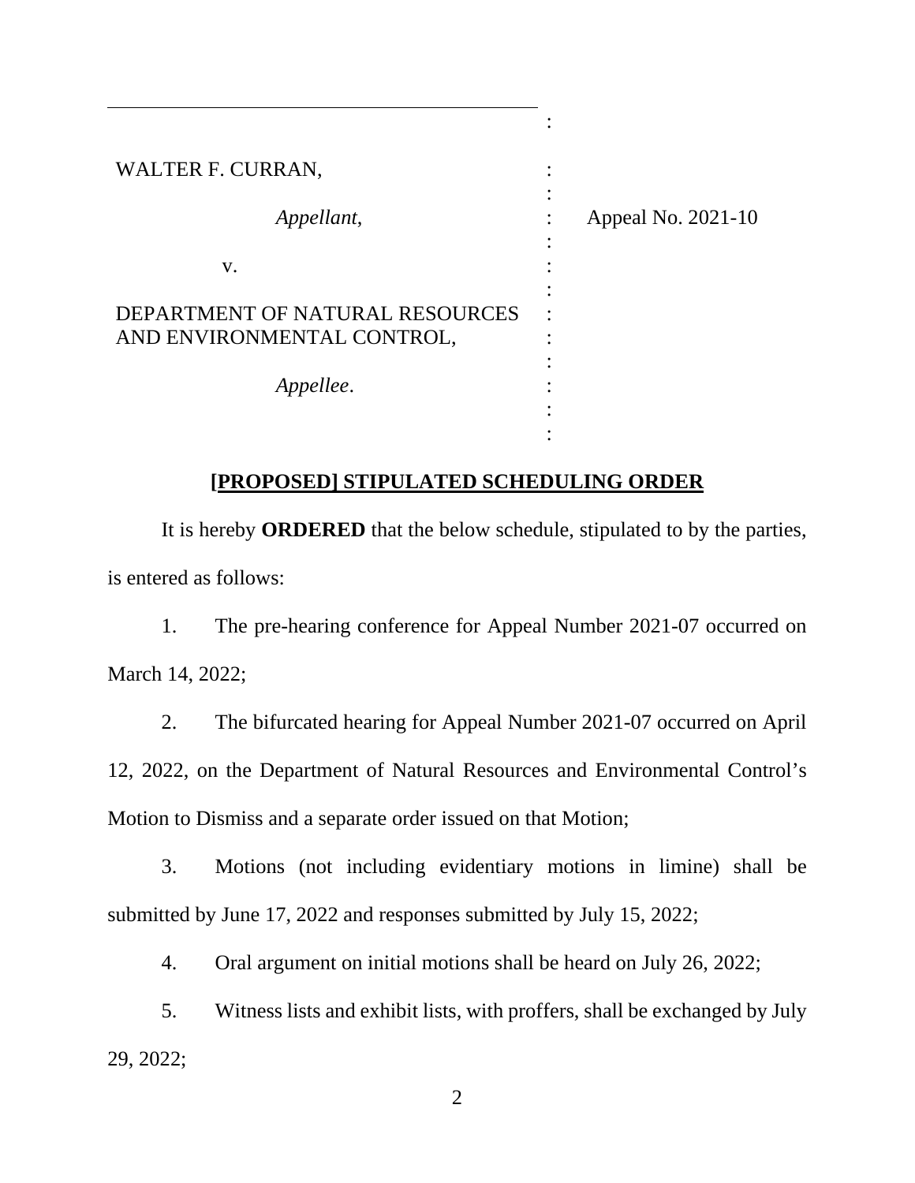| | | |
|---|---|---|
| WALTER F. CURRAN, | : | |
| *Appellant*, | : | Appeal No. 2021-10 |
| v. | : | |
| DEPARTMENT OF NATURAL RESOURCES AND ENVIRONMENTAL CONTROL, | : | |
| *Appellee*. | : | |

**[PROPOSED] STIPULATED SCHEDULING ORDER**

It is hereby **ORDERED** that the below schedule, stipulated to by the parties, is entered as follows:

1. The pre-hearing conference for Appeal Number 2021-07 occurred on March 14, 2022;

2. The bifurcated hearing for Appeal Number 2021-07 occurred on April 12, 2022, on the Department of Natural Resources and Environmental Control's Motion to Dismiss and a separate order issued on that Motion;

3. Motions (not including evidentiary motions in limine) shall be submitted by June 17, 2022 and responses submitted by July 15, 2022;

4. Oral argument on initial motions shall be heard on July 26, 2022;

5. Witness lists and exhibit lists, with proffers, shall be exchanged by July 29, 2022;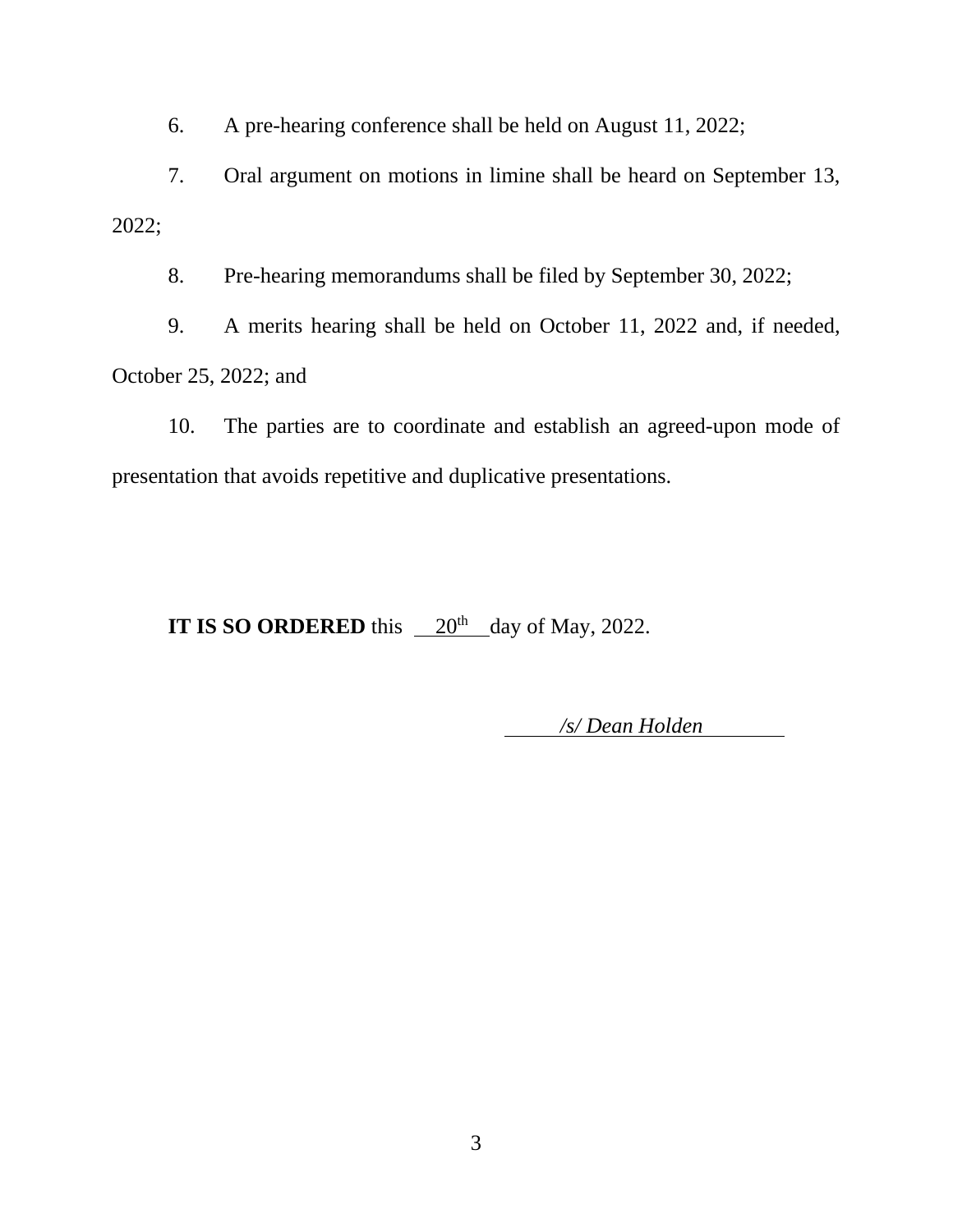6. A pre-hearing conference shall be held on August 11, 2022;

7. Oral argument on motions in limine shall be heard on September 13, 2022;

8. Pre-hearing memorandums shall be filed by September 30, 2022;

9. A merits hearing shall be held on October 11, 2022 and, if needed, October 25, 2022; and

10. The parties are to coordinate and establish an agreed-upon mode of presentation that avoids repetitive and duplicative presentations.

**IT IS SO ORDERED** this 20th day of May, 2022.

*/s/ Dean Holden*